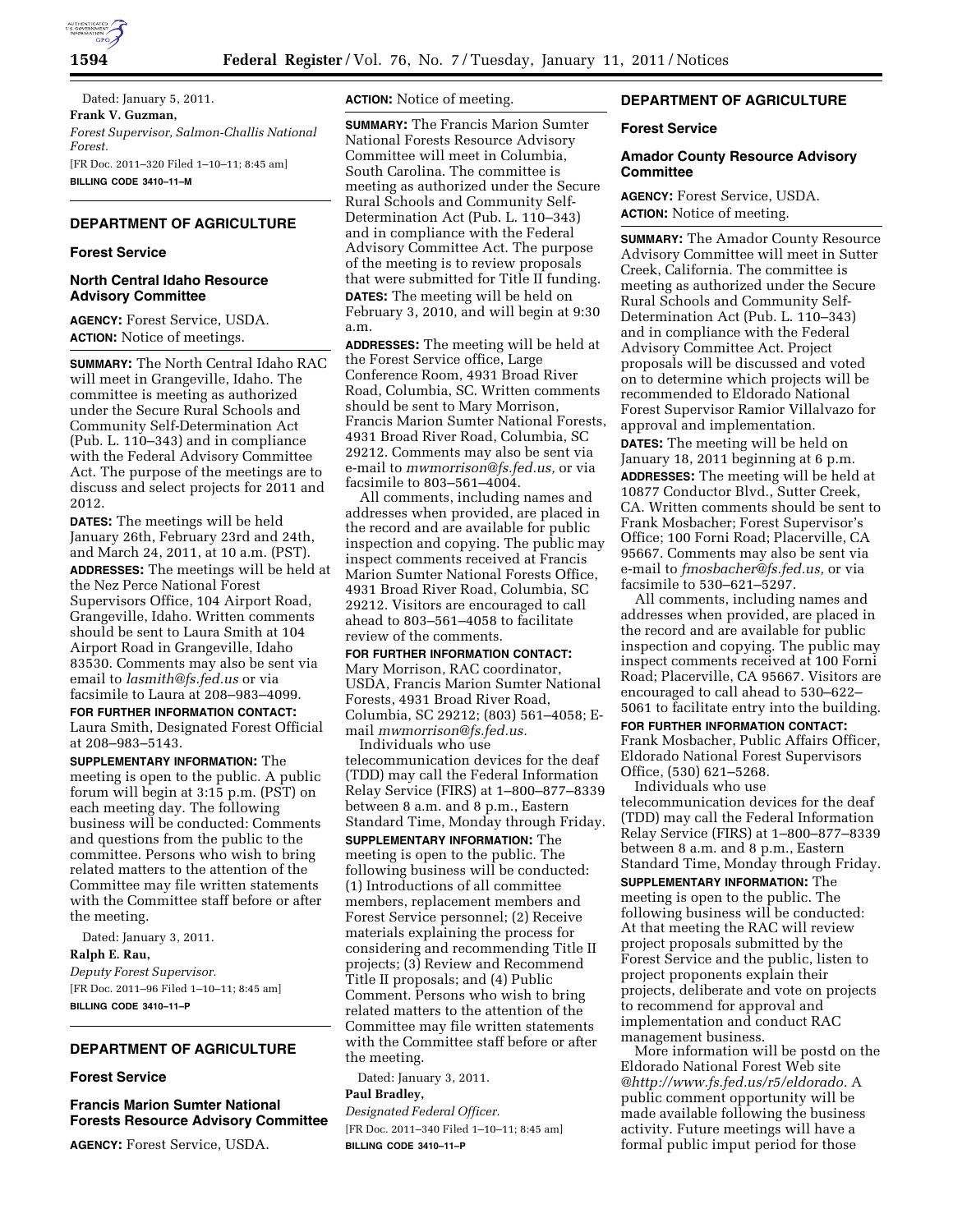Dated: January 5, 2011.

**Frank V. Guzman,**

*Forest Supervisor, Salmon-Challis National Forest.*

[FR Doc. 2011–320 Filed 1–10–11; 8:45 am]

**BILLING CODE 3410–11–M**

## DEPARTMENT OF AGRICULTURE

### Forest Service

### North Central Idaho Resource Advisory Committee

**AGENCY:** Forest Service, USDA.

**ACTION:** Notice of meetings.

**SUMMARY:** The North Central Idaho RAC will meet in Grangeville, Idaho. The committee is meeting as authorized under the Secure Rural Schools and Community Self-Determination Act (Pub. L. 110–343) and in compliance with the Federal Advisory Committee Act. The purpose of the meetings are to discuss and select projects for 2011 and 2012.

**DATES:** The meetings will be held January 26th, February 23rd and 24th, and March 24, 2011, at 10 a.m. (PST).

**ADDRESSES:** The meetings will be held at the Nez Perce National Forest Supervisors Office, 104 Airport Road, Grangeville, Idaho. Written comments should be sent to Laura Smith at 104 Airport Road in Grangeville, Idaho 83530. Comments may also be sent via email to *lasmith@fs.fed.us* or via facsimile to Laura at 208–983–4099.

**FOR FURTHER INFORMATION CONTACT:** Laura Smith, Designated Forest Official at 208–983–5143.

**SUPPLEMENTARY INFORMATION:** The meeting is open to the public. A public forum will begin at 3:15 p.m. (PST) on each meeting day. The following business will be conducted: Comments and questions from the public to the committee. Persons who wish to bring related matters to the attention of the Committee may file written statements with the Committee staff before or after the meeting.

Dated: January 3, 2011.

**Ralph E. Rau,**

*Deputy Forest Supervisor.*

[FR Doc. 2011–96 Filed 1–10–11; 8:45 am]

**BILLING CODE 3410–11–P**

## DEPARTMENT OF AGRICULTURE

### Forest Service

### Francis Marion Sumter National Forests Resource Advisory Committee

**AGENCY:** Forest Service, USDA.

**ACTION:** Notice of meeting.

**SUMMARY:** The Francis Marion Sumter National Forests Resource Advisory Committee will meet in Columbia, South Carolina. The committee is meeting as authorized under the Secure Rural Schools and Community Self-Determination Act (Pub. L. 110–343) and in compliance with the Federal Advisory Committee Act. The purpose of the meeting is to review proposals that were submitted for Title II funding.

**DATES:** The meeting will be held on February 3, 2010, and will begin at 9:30 a.m.

**ADDRESSES:** The meeting will be held at the Forest Service office, Large Conference Room, 4931 Broad River Road, Columbia, SC. Written comments should be sent to Mary Morrison, Francis Marion Sumter National Forests, 4931 Broad River Road, Columbia, SC 29212. Comments may also be sent via e-mail to *mwmorrison@fs.fed.us,* or via facsimile to 803–561–4004.

All comments, including names and addresses when provided, are placed in the record and are available for public inspection and copying. The public may inspect comments received at Francis Marion Sumter National Forests Office, 4931 Broad River Road, Columbia, SC 29212. Visitors are encouraged to call ahead to 803–561–4058 to facilitate review of the comments.

**FOR FURTHER INFORMATION CONTACT:** Mary Morrison, RAC coordinator, USDA, Francis Marion Sumter National Forests, 4931 Broad River Road, Columbia, SC 29212; (803) 561–4058; E-mail *mwmorrison@fs.fed.us.*

Individuals who use telecommunication devices for the deaf (TDD) may call the Federal Information Relay Service (FIRS) at 1–800–877–8339 between 8 a.m. and 8 p.m., Eastern Standard Time, Monday through Friday.

**SUPPLEMENTARY INFORMATION:** The meeting is open to the public. The following business will be conducted: (1) Introductions of all committee members, replacement members and Forest Service personnel; (2) Receive materials explaining the process for considering and recommending Title II projects; (3) Review and Recommend Title II proposals; and (4) Public Comment. Persons who wish to bring related matters to the attention of the Committee may file written statements with the Committee staff before or after the meeting.

Dated: January 3, 2011.

**Paul Bradley,**

*Designated Federal Officer.*

[FR Doc. 2011–340 Filed 1–10–11; 8:45 am]

**BILLING CODE 3410–11–P**

## DEPARTMENT OF AGRICULTURE

### Forest Service

### Amador County Resource Advisory Committee

**AGENCY:** Forest Service, USDA.

**ACTION:** Notice of meeting.

**SUMMARY:** The Amador County Resource Advisory Committee will meet in Sutter Creek, California. The committee is meeting as authorized under the Secure Rural Schools and Community Self-Determination Act (Pub. L. 110–343) and in compliance with the Federal Advisory Committee Act. Project proposals will be discussed and voted on to determine which projects will be recommended to Eldorado National Forest Supervisor Ramior Villalvazo for approval and implementation.

**DATES:** The meeting will be held on January 18, 2011 beginning at 6 p.m.

**ADDRESSES:** The meeting will be held at 10877 Conductor Blvd., Sutter Creek, CA. Written comments should be sent to Frank Mosbacher; Forest Supervisor's Office; 100 Forni Road; Placerville, CA 95667. Comments may also be sent via e-mail to *fmosbacher@fs.fed.us,* or via facsimile to 530–621–5297.

All comments, including names and addresses when provided, are placed in the record and are available for public inspection and copying. The public may inspect comments received at 100 Forni Road; Placerville, CA 95667. Visitors are encouraged to call ahead to 530–622–5061 to facilitate entry into the building.

**FOR FURTHER INFORMATION CONTACT:** Frank Mosbacher, Public Affairs Officer, Eldorado National Forest Supervisors Office, (530) 621–5268.

Individuals who use telecommunication devices for the deaf (TDD) may call the Federal Information Relay Service (FIRS) at 1–800–877–8339 between 8 a.m. and 8 p.m., Eastern Standard Time, Monday through Friday.

**SUPPLEMENTARY INFORMATION:** The meeting is open to the public. The following business will be conducted: At that meeting the RAC will review project proposals submitted by the Forest Service and the public, listen to project proponents explain their projects, deliberate and vote on projects to recommend for approval and implementation and conduct RAC management business.

More information will be postd on the Eldorado National Forest Web site *@http://www.fs.fed.us/r5/eldorado.* A public comment opportunity will be made available following the business activity. Future meetings will have a formal public imput period for those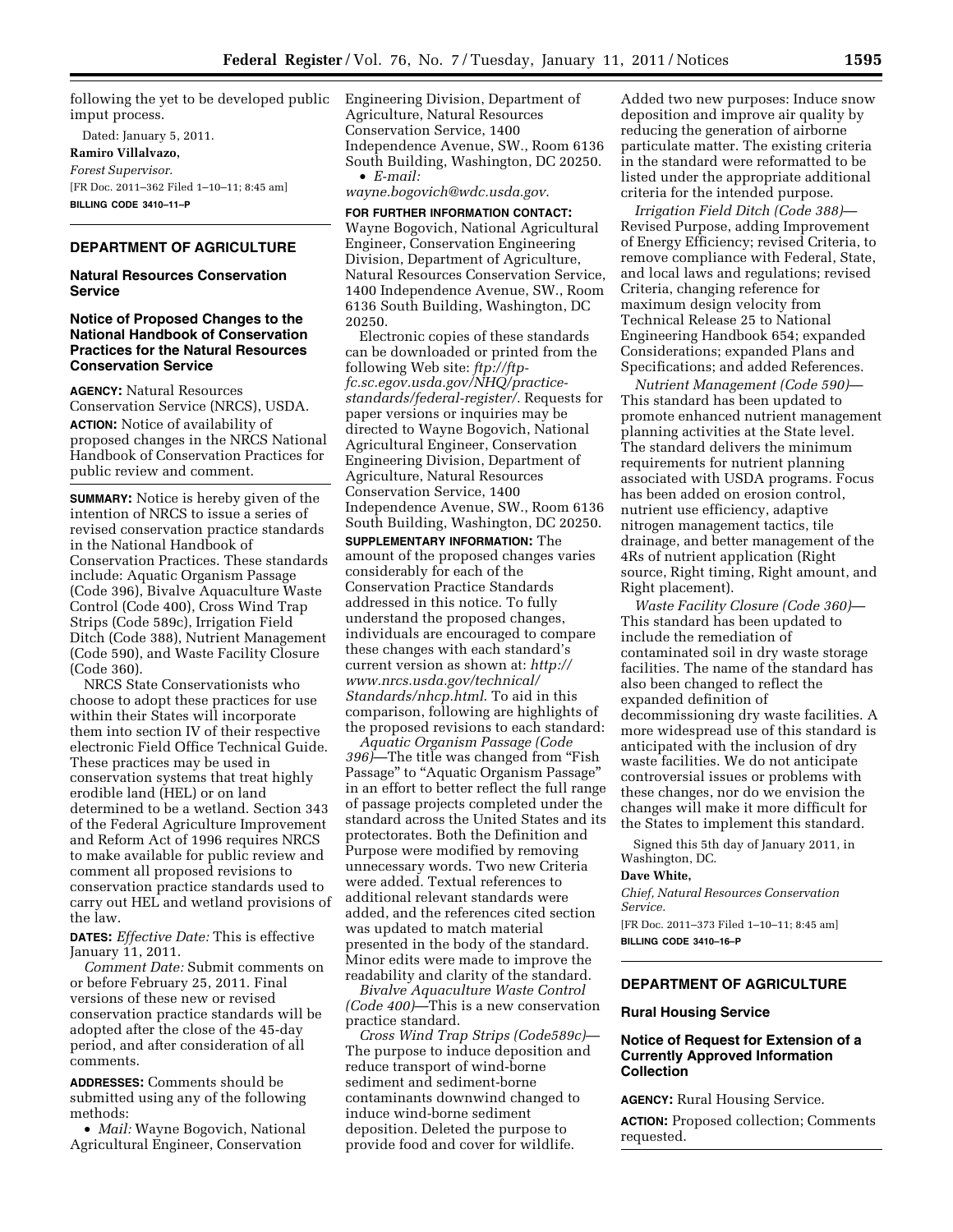following the yet to be developed public imput process.

Dated: January 5, 2011.

**Ramiro Villalvazo,**

*Forest Supervisor.*

[FR Doc. 2011–362 Filed 1–10–11; 8:45 am]

**BILLING CODE 3410–11–P**

## DEPARTMENT OF AGRICULTURE

### Natural Resources Conservation Service

### Notice of Proposed Changes to the National Handbook of Conservation Practices for the Natural Resources Conservation Service

**AGENCY:** Natural Resources Conservation Service (NRCS), USDA.

**ACTION:** Notice of availability of proposed changes in the NRCS National Handbook of Conservation Practices for public review and comment.

**SUMMARY:** Notice is hereby given of the intention of NRCS to issue a series of revised conservation practice standards in the National Handbook of Conservation Practices. These standards include: Aquatic Organism Passage (Code 396), Bivalve Aquaculture Waste Control (Code 400), Cross Wind Trap Strips (Code 589c), Irrigation Field Ditch (Code 388), Nutrient Management (Code 590), and Waste Facility Closure (Code 360).

NRCS State Conservationists who choose to adopt these practices for use within their States will incorporate them into section IV of their respective electronic Field Office Technical Guide. These practices may be used in conservation systems that treat highly erodible land (HEL) or on land determined to be a wetland. Section 343 of the Federal Agriculture Improvement and Reform Act of 1996 requires NRCS to make available for public review and comment all proposed revisions to conservation practice standards used to carry out HEL and wetland provisions of the law.

**DATES:** *Effective Date:* This is effective January 11, 2011.

*Comment Date:* Submit comments on or before February 25, 2011. Final versions of these new or revised conservation practice standards will be adopted after the close of the 45-day period, and after consideration of all comments.

**ADDRESSES:** Comments should be submitted using any of the following methods:

- *Mail:* Wayne Bogovich, National Agricultural Engineer, Conservation Engineering Division, Department of Agriculture, Natural Resources Conservation Service, 1400 Independence Avenue, SW., Room 6136 South Building, Washington, DC 20250.
- *E-mail: wayne.bogovich@wdc.usda.gov.*

**FOR FURTHER INFORMATION CONTACT:** Wayne Bogovich, National Agricultural Engineer, Conservation Engineering Division, Department of Agriculture, Natural Resources Conservation Service, 1400 Independence Avenue, SW., Room 6136 South Building, Washington, DC 20250.

Electronic copies of these standards can be downloaded or printed from the following Web site: *ftp://ftp-fc.sc.egov.usda.gov/NHQ/practice-standards/federal-register/*. Requests for paper versions or inquiries may be directed to Wayne Bogovich, National Agricultural Engineer, Conservation Engineering Division, Department of Agriculture, Natural Resources Conservation Service, 1400 Independence Avenue, SW., Room 6136 South Building, Washington, DC 20250.

**SUPPLEMENTARY INFORMATION:** The amount of the proposed changes varies considerably for each of the Conservation Practice Standards addressed in this notice. To fully understand the proposed changes, individuals are encouraged to compare these changes with each standard's current version as shown at: *http://www.nrcs.usda.gov/technical/Standards/nhcp.html*. To aid in this comparison, following are highlights of the proposed revisions to each standard:

*Aquatic Organism Passage (Code 396)*—The title was changed from "Fish Passage" to "Aquatic Organism Passage" in an effort to better reflect the full range of passage projects completed under the standard across the United States and its protectorates. Both the Definition and Purpose were modified by removing unnecessary words. Two new Criteria were added. Textual references to additional relevant standards were added, and the references cited section was updated to match material presented in the body of the standard. Minor edits were made to improve the readability and clarity of the standard.

*Bivalve Aquaculture Waste Control (Code 400)*—This is a new conservation practice standard.

*Cross Wind Trap Strips (Code589c)*—The purpose to induce deposition and reduce transport of wind-borne sediment and sediment-borne contaminants downwind changed to induce wind-borne sediment deposition. Deleted the purpose to provide food and cover for wildlife. Added two new purposes: Induce snow deposition and improve air quality by reducing the generation of airborne particulate matter. The existing criteria in the standard were reformatted to be listed under the appropriate additional criteria for the intended purpose.

*Irrigation Field Ditch (Code 388)*—Revised Purpose, adding Improvement of Energy Efficiency; revised Criteria, to remove compliance with Federal, State, and local laws and regulations; revised Criteria, changing reference for maximum design velocity from Technical Release 25 to National Engineering Handbook 654; expanded Considerations; expanded Plans and Specifications; and added References.

*Nutrient Management (Code 590)*—This standard has been updated to promote enhanced nutrient management planning activities at the State level. The standard delivers the minimum requirements for nutrient planning associated with USDA programs. Focus has been added on erosion control, nutrient use efficiency, adaptive nitrogen management tactics, tile drainage, and better management of the 4Rs of nutrient application (Right source, Right timing, Right amount, and Right placement).

*Waste Facility Closure (Code 360)*—This standard has been updated to include the remediation of contaminated soil in dry waste storage facilities. The name of the standard has also been changed to reflect the expanded definition of decommissioning dry waste facilities. A more widespread use of this standard is anticipated with the inclusion of dry waste facilities. We do not anticipate controversial issues or problems with these changes, nor do we envision the changes will make it more difficult for the States to implement this standard.

Signed this 5th day of January 2011, in Washington, DC.

**Dave White,**

*Chief, Natural Resources Conservation Service.*

[FR Doc. 2011–373 Filed 1–10–11; 8:45 am]

**BILLING CODE 3410–16–P**

## DEPARTMENT OF AGRICULTURE

### Rural Housing Service

### Notice of Request for Extension of a Currently Approved Information Collection

**AGENCY:** Rural Housing Service.

**ACTION:** Proposed collection; Comments requested.